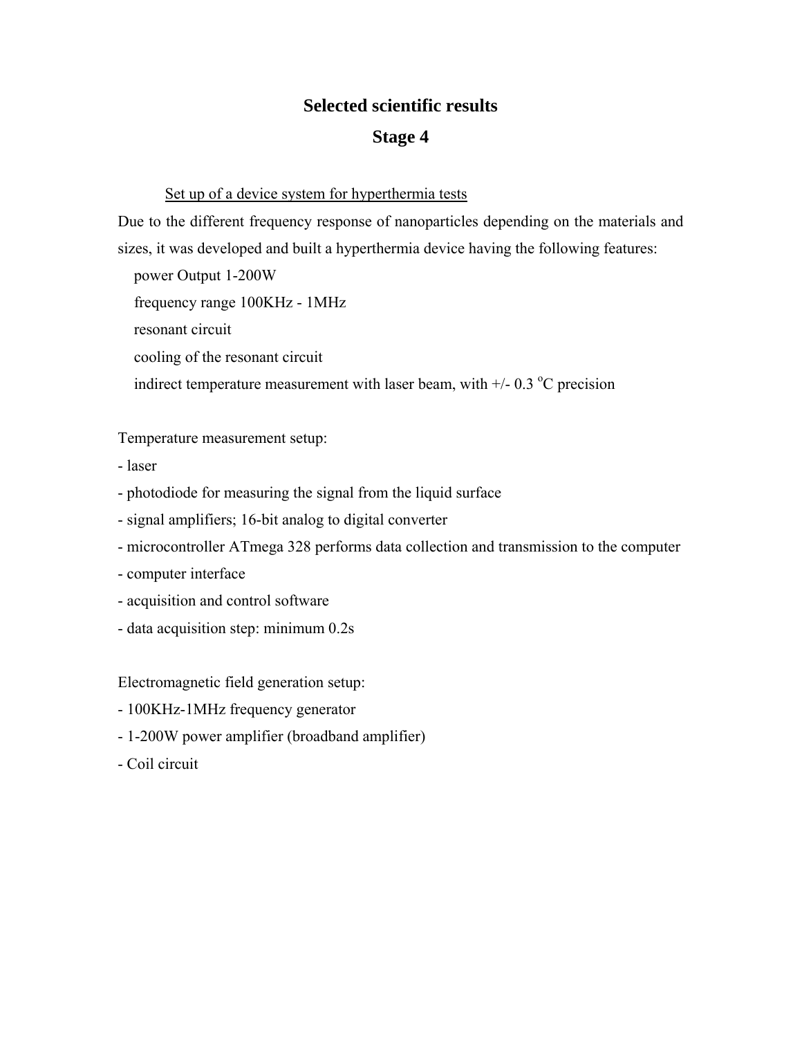# Selected scientific results

## Stage 4

Set up of a device system for hyperthermia tests

Due to the different frequency response of nanoparticles depending on the materials and sizes, it was developed and built a hyperthermia device having the following features:

- power Output 1-200W
- frequency range 100KHz - 1MHz
- resonant circuit
- cooling of the resonant circuit
- indirect temperature measurement with laser beam, with +/- 0.3 $^{o}$C precision

Temperature measurement setup:

- laser
- photodiode for measuring the signal from the liquid surface
- signal amplifiers; 16-bit analog to digital converter
- microcontroller ATmega 328 performs data collection and transmission to the computer
- computer interface
- acquisition and control software
- data acquisition step: minimum 0.2s

Electromagnetic field generation setup:

- 100KHz-1MHz frequency generator
- 1-200W power amplifier (broadband amplifier)
- Coil circuit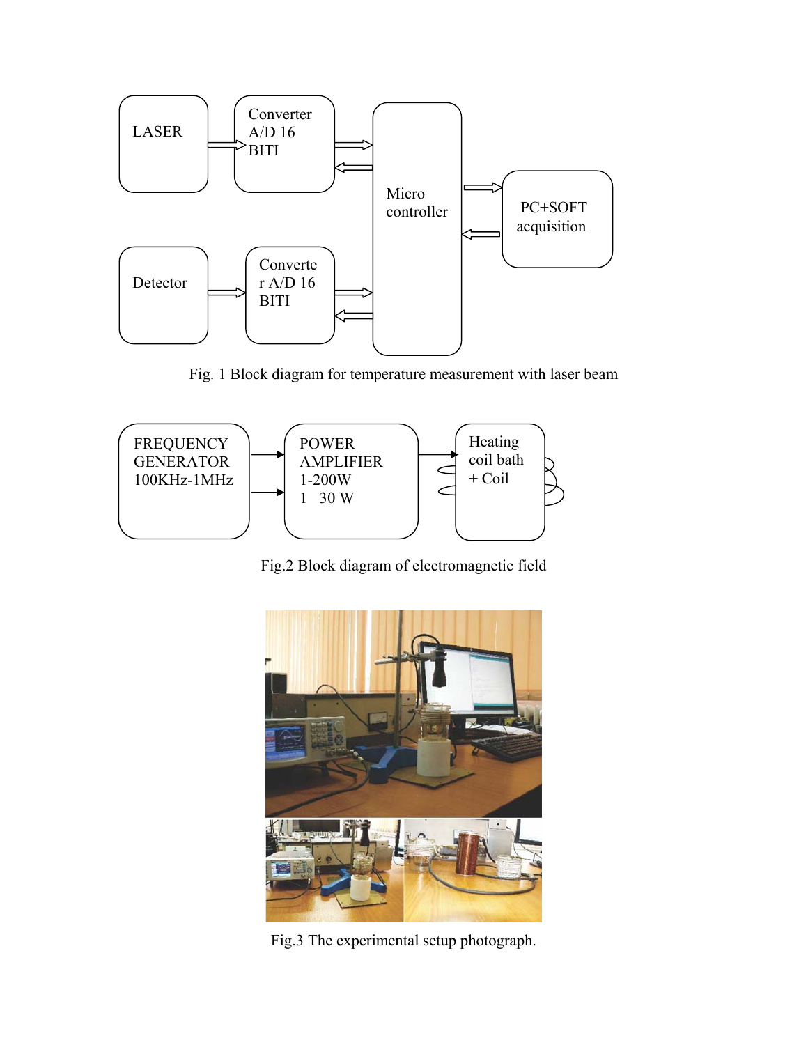LASER

Converter A/D 16 BITI

Micro controller

PC+SOFT acquisition

Detector

Converter A/D 16 BITI

Fig. 1 Block diagram for temperature measurement with laser beam

FREQUENCY GENERATOR 100KHz-1MHz

POWER AMPLIFIER 1-200W 1 30 W

Heating coil bath + Coil

Fig.2 Block diagram of electromagnetic field

Fig.3 The experimental setup photograph.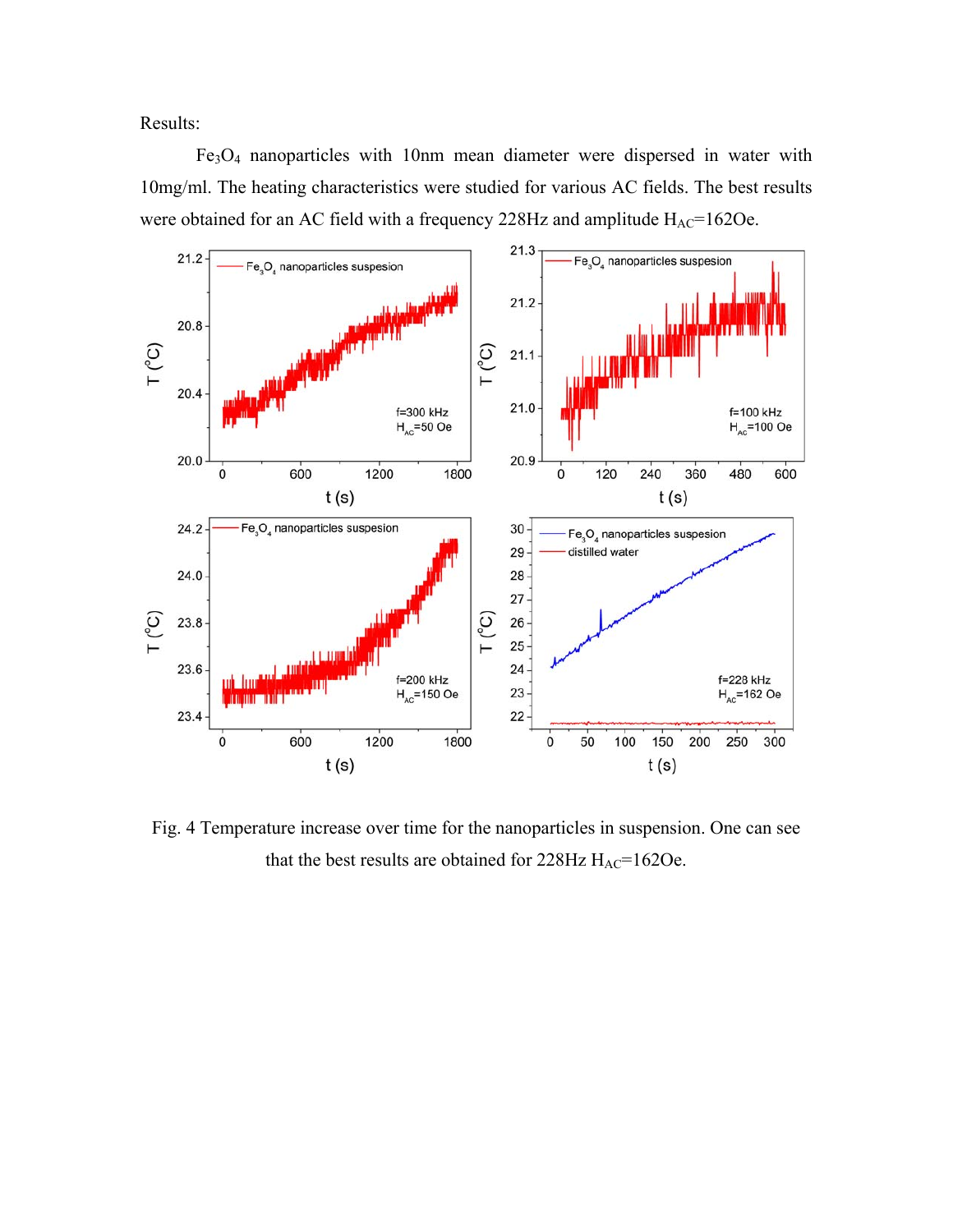Results:

$Fe_3O_4$ nanoparticles with 10nm mean diameter were dispersed in water with 10mg/ml. The heating characteristics were studied for various AC fields. The best results were obtained for an AC field with a frequency 228Hz and amplitude $H_{AC}$=162Oe.

Fe$_3$O$_4$ nanoparticles suspesion
f=300 kHz
$H_{AC}$=50 Oe
T (°C)
t (s)
21.2
20.8
20.4
20.0
0
600
1200
1800

Fe$_3$O$_4$ nanoparticles suspesion
f=100 kHz
$H_{AC}$=100 Oe
T (°C)
t (s)
21.3
21.2
21.1
21.0
20.9
0
120
240
360
480
600

Fe$_3$O$_4$ nanoparticles suspesion
f=200 kHz
$H_{AC}$=150 Oe
T (°C)
t (s)
24.2
24.0
23.8
23.6
23.4
0
600
1200
1800

Fe$_3$O$_4$ nanoparticles suspesion
distilled water
f=228 kHz
$H_{AC}$=162 Oe
T (°C)
t (s)
30
29
28
27
26
25
24
23
22
0
50
100
150
200
250
300

Fig. 4 Temperature increase over time for the nanoparticles in suspension. One can see that the best results are obtained for 228Hz $H_{AC}$=162Oe.